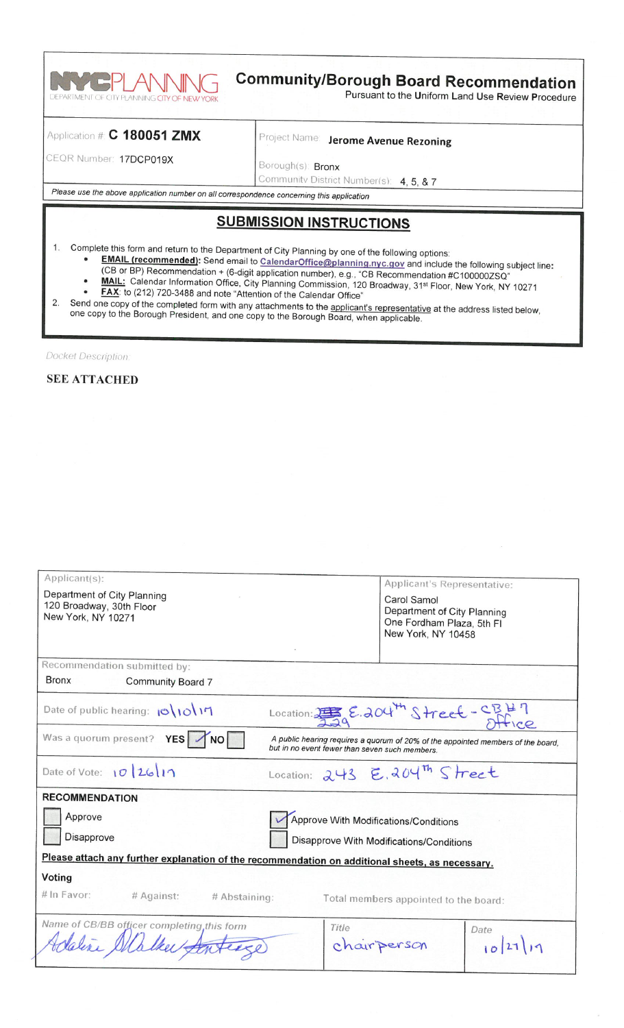**NYCPLANNING**
DEPARTMENT OF CITY PLANNING CITY OF NEW YORK

# Community/Borough Board Recommendation

Pursuant to the Uniform Land Use Review Procedure

| | |
|---|---|
| Application # **C 180051 ZMX** | Project Name: **Jerome Avenue Rezoning** |
| CEQR Number: 17DCP019X | Borough(s): Bronx<br>Community District Number(s): 4, 5, & 7 |

*Please use the above application number on all correspondence concerning this application*

## SUBMISSION INSTRUCTIONS

1. Complete this form and return to the Department of City Planning by one of the following options:
   - **EMAIL (recommended):** Send email to CalendarOffice@planning.nyc.gov and include the following subject line: (CB or BP) Recommendation + (6-digit application number), e.g., "CB Recommendation #C100000ZSQ"
   - **MAIL:** Calendar Information Office, City Planning Commission, 120 Broadway, 31st Floor, New York, NY 10271
   - **FAX:** to (212) 720-3488 and note "Attention of the Calendar Office"
2. Send one copy of the completed form with any attachments to the applicant's representative at the address listed below, one copy to the Borough President, and one copy to the Borough Board, when applicable.

Docket Description:

**SEE ATTACHED**

| Applicant(s): | Applicant's Representative: |
|---|---|
| Department of City Planning<br>120 Broadway, 30th Floor<br>New York, NY 10271 | Carol Samol<br>Department of City Planning<br>One Fordham Plaza, 5th Fl<br>New York, NY 10458 |

Recommendation submitted by:
Bronx Community Board 7

Date of public hearing: 10/10/17 Location: 229 E. 204th Street - CB#7 Office

Was a quorum present? YES ✓ NO ☐
*A public hearing requires a quorum of 20% of the appointed members of the board, but in no event fewer than seven such members.*

Date of Vote: 10/26/17 Location: 243 E. 204th Street

**RECOMMENDATION**

- ☐ Approve
- ☐ Disapprove
- ☑ Approve With Modifications/Conditions
- ☐ Disapprove With Modifications/Conditions

**Please attach any further explanation of the recommendation on additional sheets, as necessary.**

**Voting**

\# In Favor: # Against: # Abstaining: Total members appointed to the board:

| Name of CB/BB officer completing this form | Title | Date |
|---|---|---|
| Adaline Walker-Santiago | chairperson | 10/27/17 |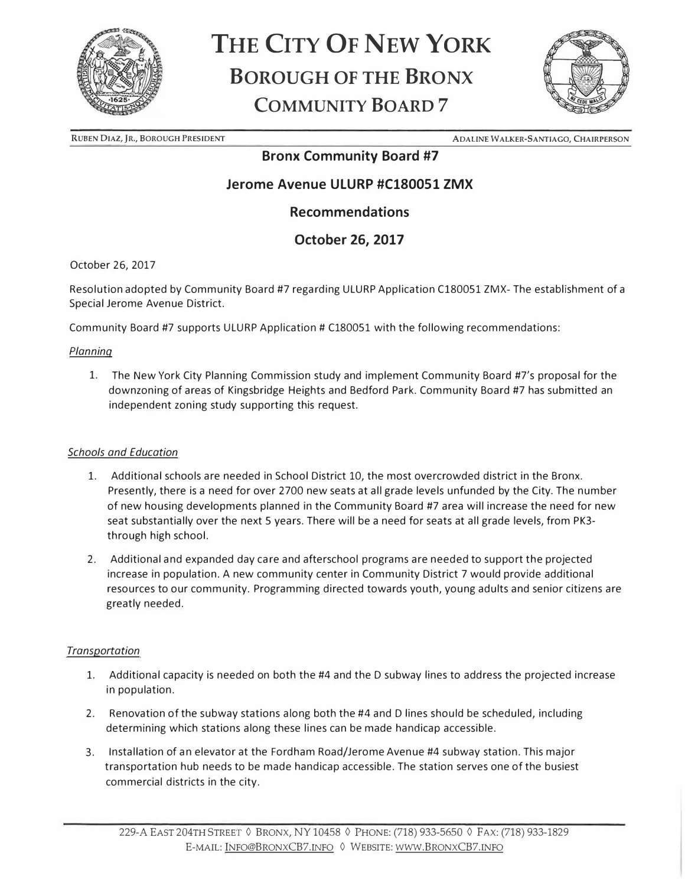# THE CITY OF NEW YORK
## BOROUGH OF THE BRONX
## COMMUNITY BOARD 7

RUBEN DIAZ, JR., BOROUGH PRESIDENT — ADALINE WALKER-SANTIAGO, CHAIRPERSON

**Bronx Community Board #7**

**Jerome Avenue ULURP #C180051 ZMX**

**Recommendations**

**October 26, 2017**

October 26, 2017

Resolution adopted by Community Board #7 regarding ULURP Application C180051 ZMX- The establishment of a Special Jerome Avenue District.

Community Board #7 supports ULURP Application # C180051 with the following recommendations:

*Planning*

1. The New York City Planning Commission study and implement Community Board #7's proposal for the downzoning of areas of Kingsbridge Heights and Bedford Park. Community Board #7 has submitted an independent zoning study supporting this request.

*Schools and Education*

1. Additional schools are needed in School District 10, the most overcrowded district in the Bronx. Presently, there is a need for over 2700 new seats at all grade levels unfunded by the City. The number of new housing developments planned in the Community Board #7 area will increase the need for new seat substantially over the next 5 years. There will be a need for seats at all grade levels, from PK3-through high school.
2. Additional and expanded day care and afterschool programs are needed to support the projected increase in population. A new community center in Community District 7 would provide additional resources to our community. Programming directed towards youth, young adults and senior citizens are greatly needed.

*Transportation*

1. Additional capacity is needed on both the #4 and the D subway lines to address the projected increase in population.
2. Renovation of the subway stations along both the #4 and D lines should be scheduled, including determining which stations along these lines can be made handicap accessible.
3. Installation of an elevator at the Fordham Road/Jerome Avenue #4 subway station. This major transportation hub needs to be made handicap accessible. The station serves one of the busiest commercial districts in the city.

229-A EAST 204TH STREET ◊ BRONX, NY 10458 ◊ PHONE: (718) 933-5650 ◊ FAX: (718) 933-1829
E-MAIL: INFO@BRONXCB7.INFO ◊ WEBSITE: WWW.BRONXCB7.INFO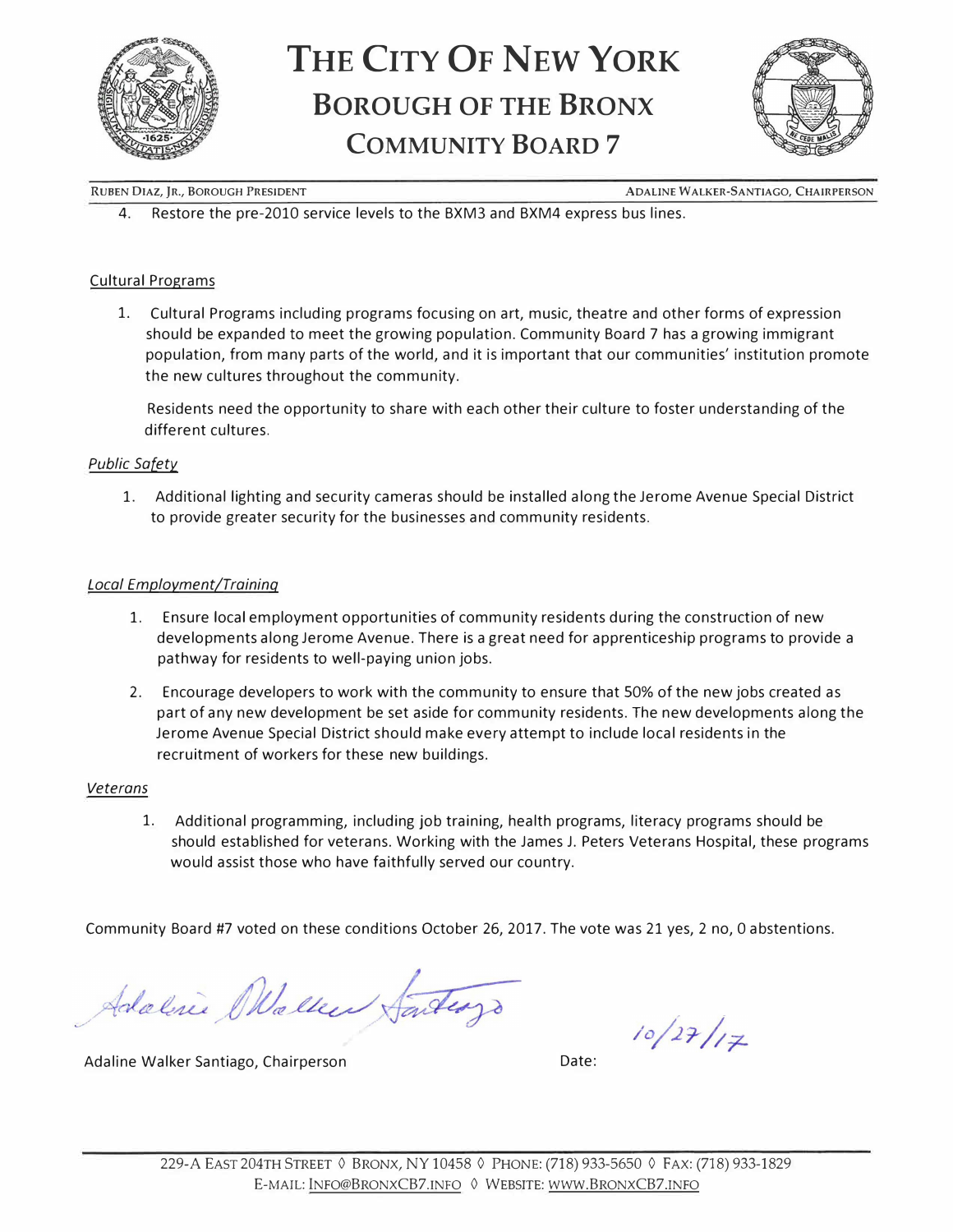# THE CITY OF NEW YORK
## BOROUGH OF THE BRONX
## COMMUNITY BOARD 7

RUBEN DIAZ, JR., BOROUGH PRESIDENT — ADALINE WALKER-SANTIAGO, CHAIRPERSON

4. Restore the pre-2010 service levels to the BXM3 and BXM4 express bus lines.

Cultural Programs

1. Cultural Programs including programs focusing on art, music, theatre and other forms of expression should be expanded to meet the growing population. Community Board 7 has a growing immigrant population, from many parts of the world, and it is important that our communities' institution promote the new cultures throughout the community.

   Residents need the opportunity to share with each other their culture to foster understanding of the different cultures.

*Public Safety*

1. Additional lighting and security cameras should be installed along the Jerome Avenue Special District to provide greater security for the businesses and community residents.

*Local Employment/Training*

1. Ensure local employment opportunities of community residents during the construction of new developments along Jerome Avenue. There is a great need for apprenticeship programs to provide a pathway for residents to well-paying union jobs.

2. Encourage developers to work with the community to ensure that 50% of the new jobs created as part of any new development be set aside for community residents. The new developments along the Jerome Avenue Special District should make every attempt to include local residents in the recruitment of workers for these new buildings.

*Veterans*

1. Additional programming, including job training, health programs, literacy programs should be should established for veterans. Working with the James J. Peters Veterans Hospital, these programs would assist those who have faithfully served our country.

Community Board #7 voted on these conditions October 26, 2017. The vote was 21 yes, 2 no, 0 abstentions.

Adaline Walker Santiago

Adaline Walker Santiago, Chairperson

Date: 10/27/17

229-A East 204th Street ◊ Bronx, NY 10458 ◊ Phone: (718) 933-5650 ◊ Fax: (718) 933-1829
E-mail: info@bronxcb7.info ◊ Website: www.bronxcb7.info